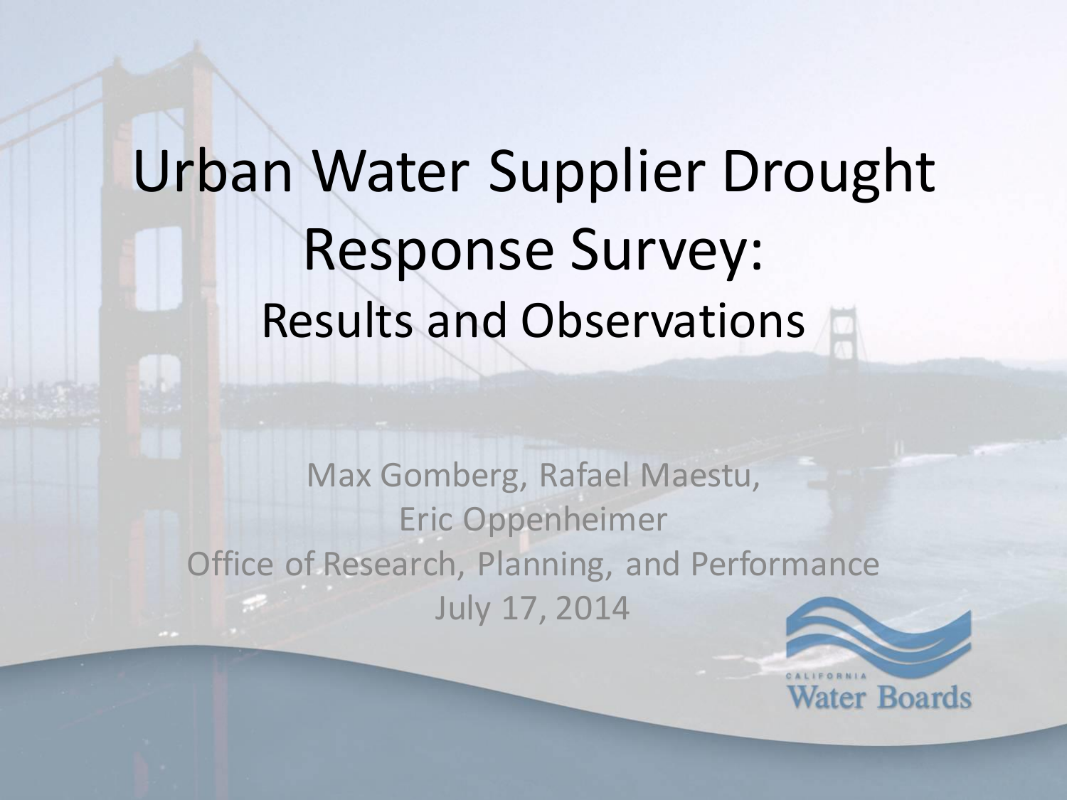# Urban Water Supplier Drought Response Survey:

## Results and Observations

Max Gomberg, Rafael Maestu,
Eric Oppenheimer
Office of Research, Planning, and Performance
July 17, 2014

California Water Boards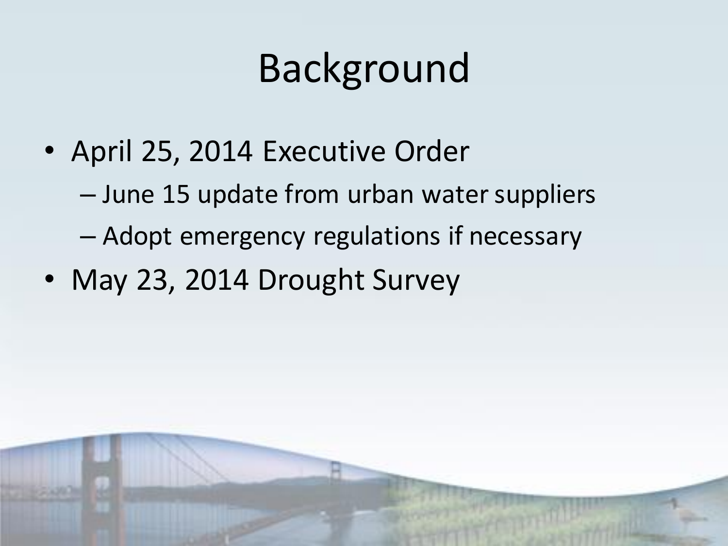# Background

- April 25, 2014 Executive Order
  - June 15 update from urban water suppliers
  - Adopt emergency regulations if necessary
- May 23, 2014 Drought Survey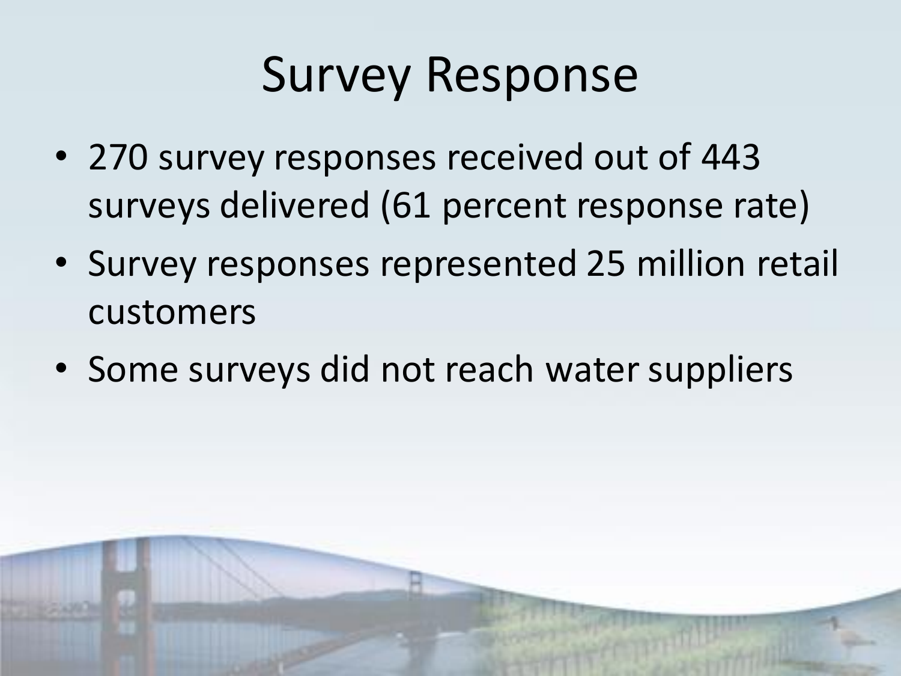# Survey Response

- 270 survey responses received out of 443 surveys delivered (61 percent response rate)
- Survey responses represented 25 million retail customers
- Some surveys did not reach water suppliers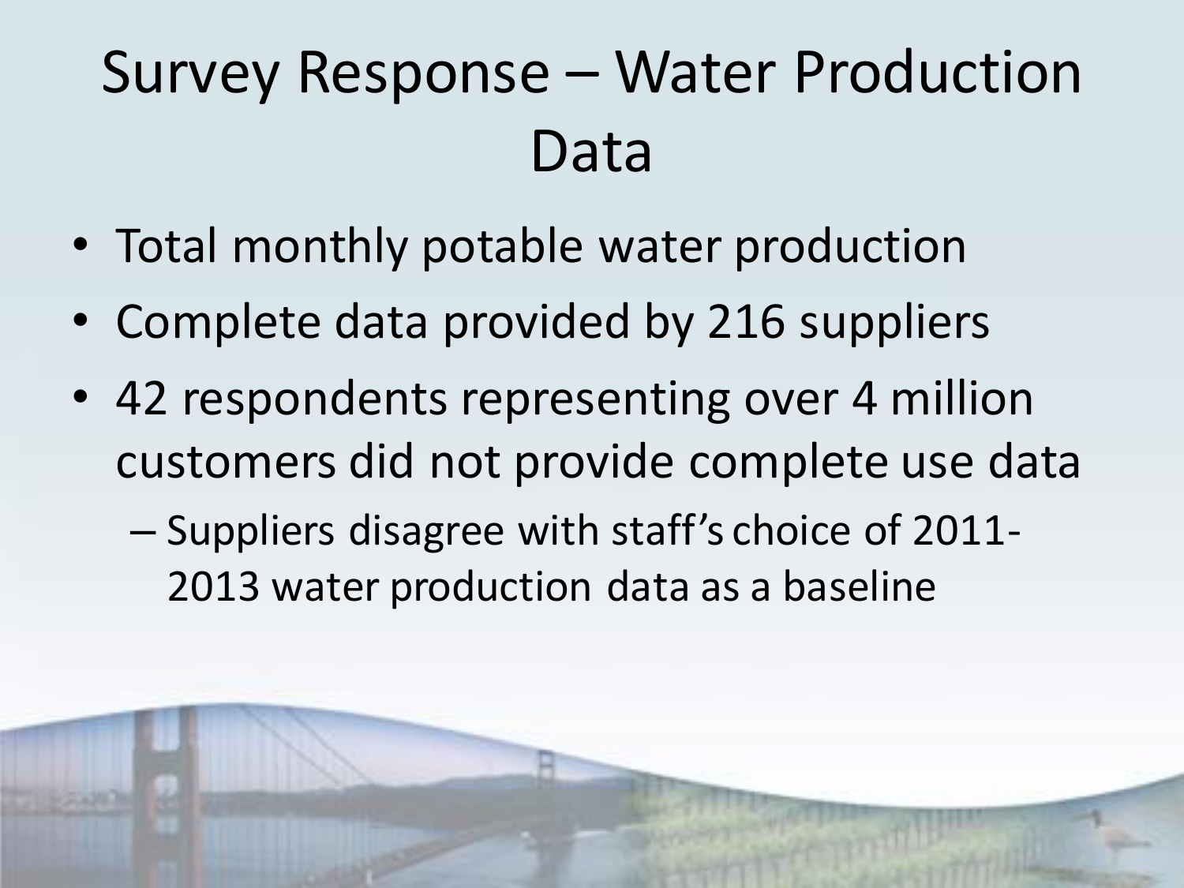# Survey Response – Water Production Data

- Total monthly potable water production
- Complete data provided by 216 suppliers
- 42 respondents representing over 4 million customers did not provide complete use data
  - Suppliers disagree with staff's choice of 2011-2013 water production data as a baseline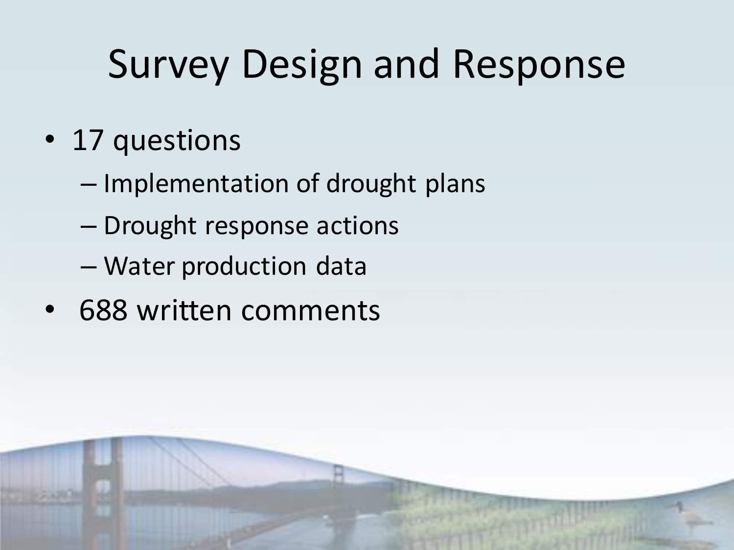# Survey Design and Response

- 17 questions
  - Implementation of drought plans
  - Drought response actions
  - Water production data
- 688 written comments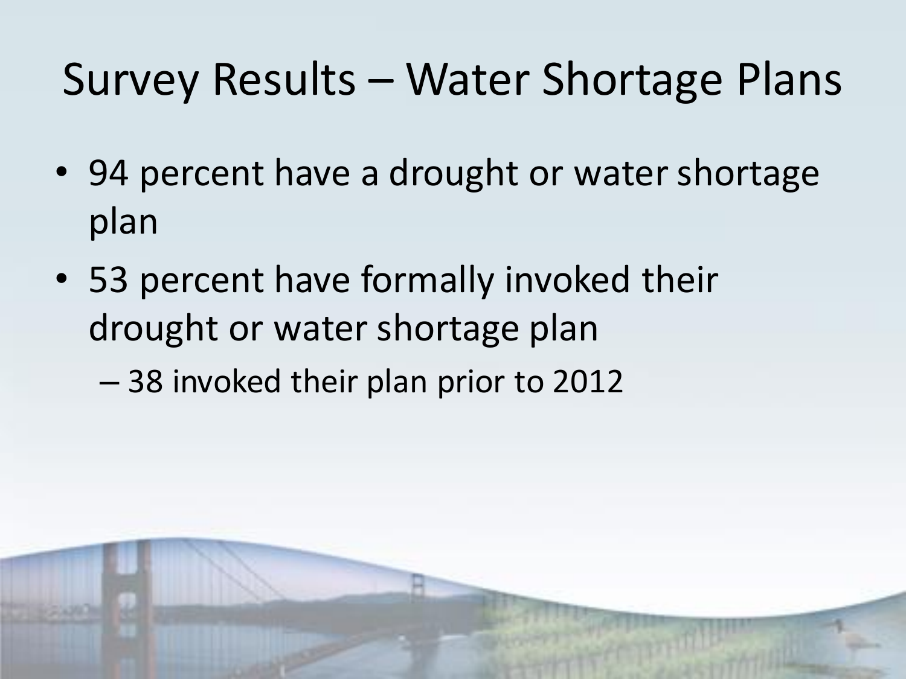# Survey Results – Water Shortage Plans

- 94 percent have a drought or water shortage plan
- 53 percent have formally invoked their drought or water shortage plan
  - 38 invoked their plan prior to 2012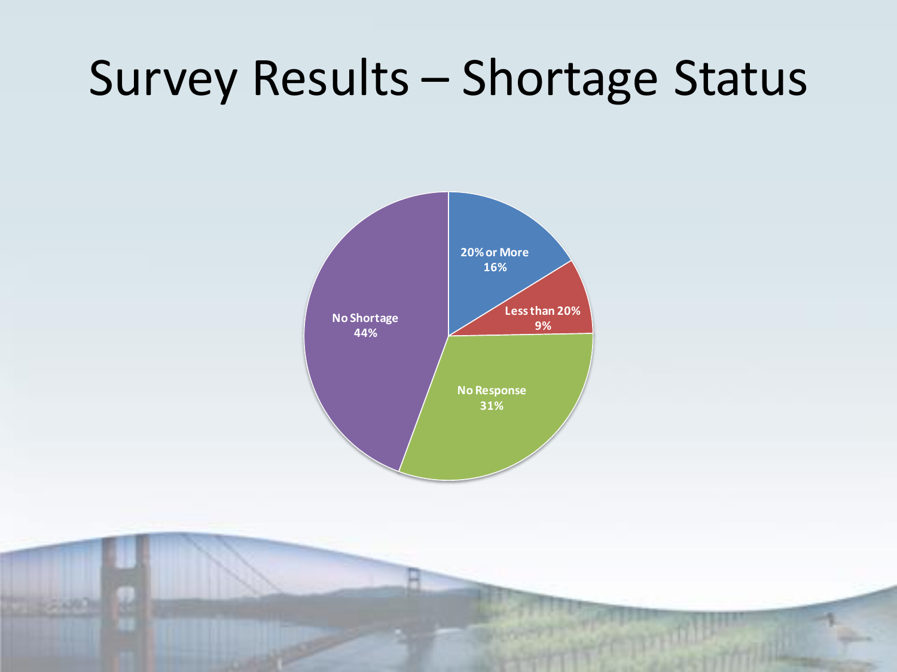# Survey Results – Shortage Status

20% or More
16%

Less than 20%
9%

No Response
31%

No Shortage
44%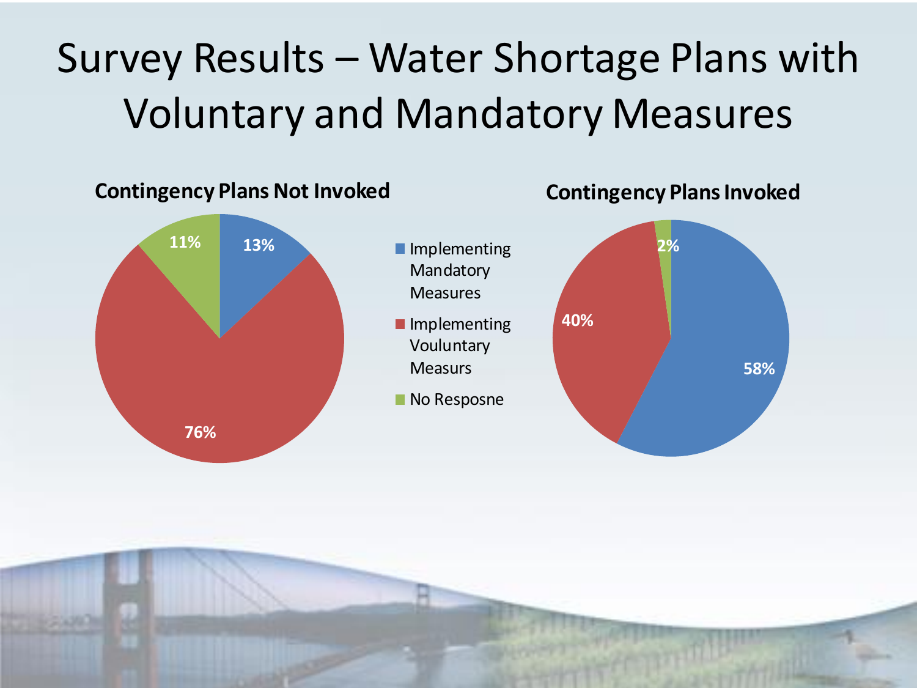# Survey Results – Water Shortage Plans with Voluntary and Mandatory Measures

**Contingency Plans Not Invoked**

| Category | Percentage |
|---|---|
| Implementing Mandatory Measures | 13% |
| Implementing Vouluntary Measurs | 76% |
| No Resposne | 11% |

**Contingency Plans Invoked**

| Category | Percentage |
|---|---|
| Implementing Mandatory Measures | 58% |
| Implementing Vouluntary Measurs | 40% |
| No Resposne | 2% |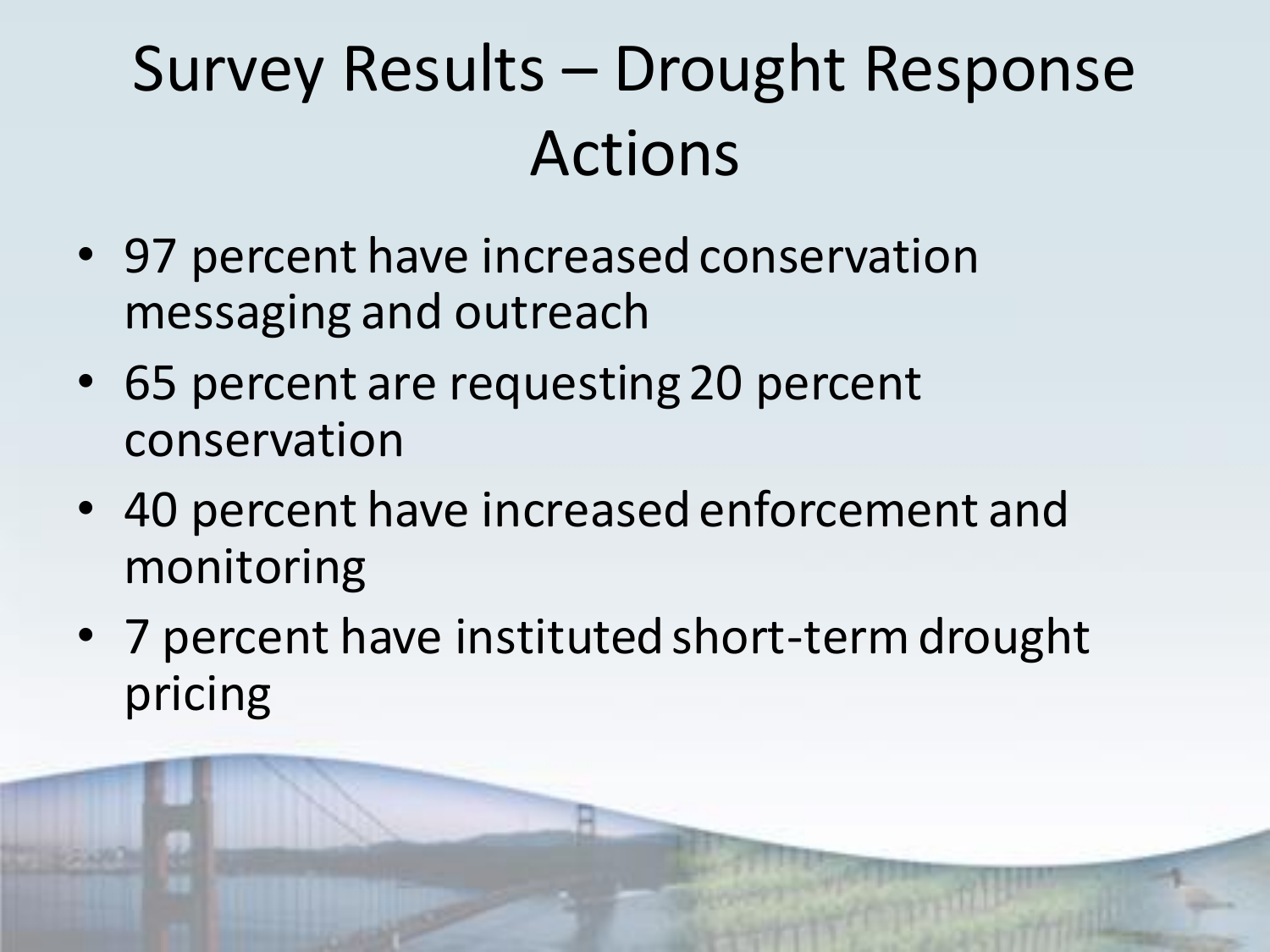# Survey Results – Drought Response Actions

- 97 percent have increased conservation messaging and outreach
- 65 percent are requesting 20 percent conservation
- 40 percent have increased enforcement and monitoring
- 7 percent have instituted short-term drought pricing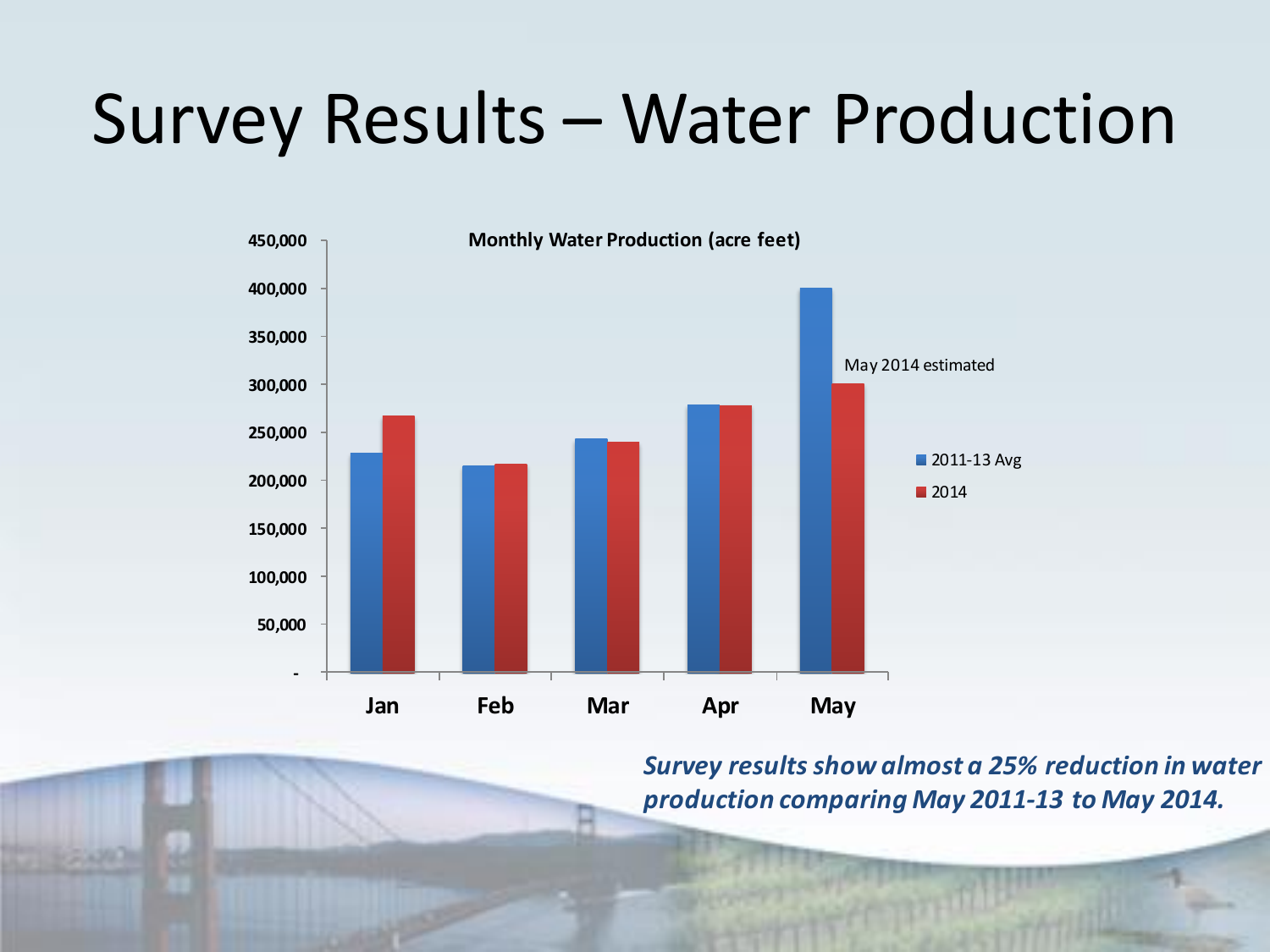# Survey Results – Water Production

**Monthly Water Production (acre feet)**

| | 2011-13 Avg | 2014 |
|---|---|---|
| Jan | | |
| Feb | | |
| Mar | | |
| Apr | | |
| May | | |

May 2014 estimated

***Survey results show almost a 25% reduction in water production comparing May 2011-13 to May 2014.***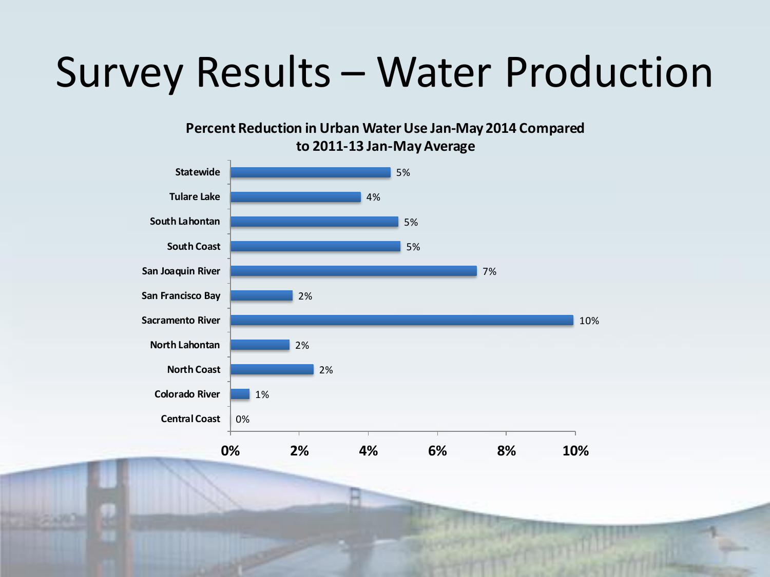# Survey Results – Water Production

**Percent Reduction in Urban Water Use Jan-May 2014 Compared to 2011-13 Jan-May Average**

| Region | Percent Reduction |
| --- | --- |
| Statewide | 5% |
| Tulare Lake | 4% |
| South Lahontan | 5% |
| South Coast | 5% |
| San Joaquin River | 7% |
| San Francisco Bay | 2% |
| Sacramento River | 10% |
| North Lahontan | 2% |
| North Coast | 2% |
| Colorado River | 1% |
| Central Coast | 0% |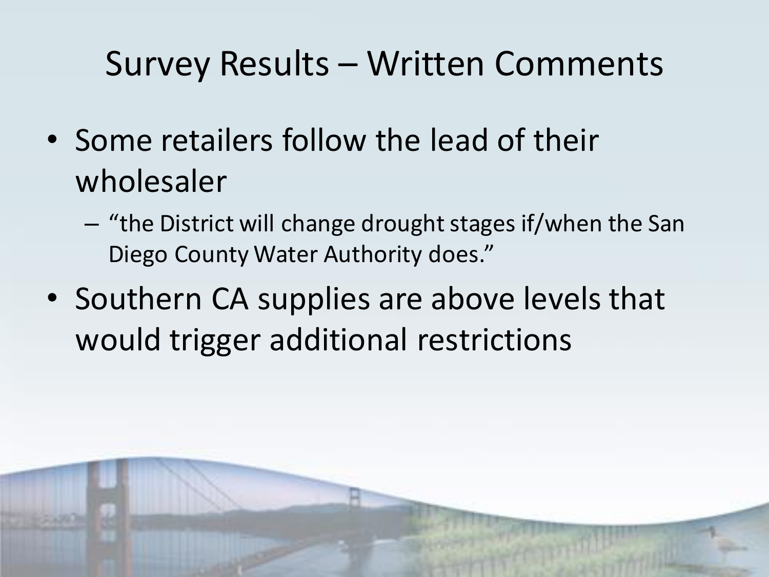# Survey Results – Written Comments

- Some retailers follow the lead of their wholesaler
  - "the District will change drought stages if/when the San Diego County Water Authority does."
- Southern CA supplies are above levels that would trigger additional restrictions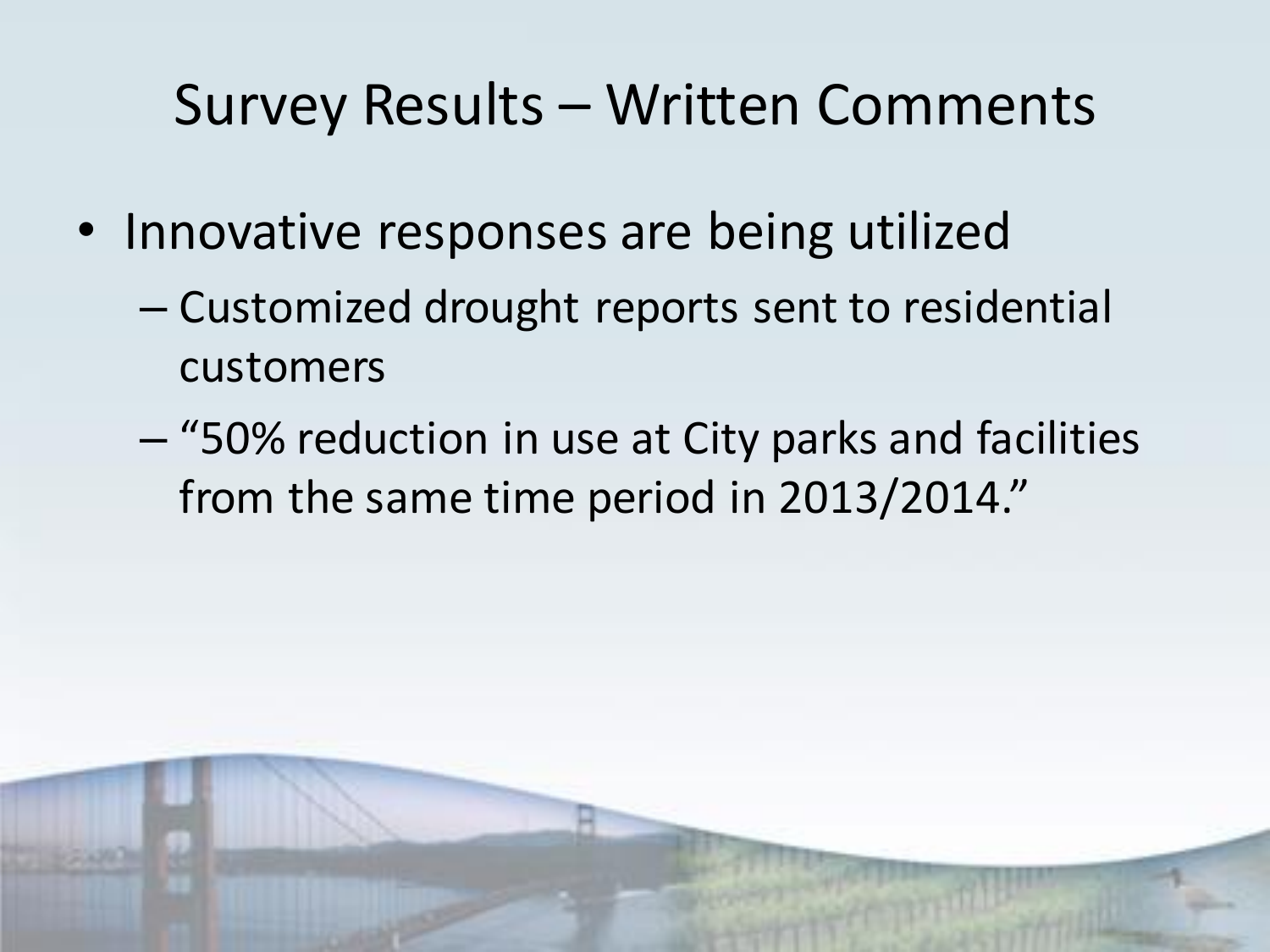# Survey Results – Written Comments

- Innovative responses are being utilized
  - Customized drought reports sent to residential customers
  - "50% reduction in use at City parks and facilities from the same time period in 2013/2014."